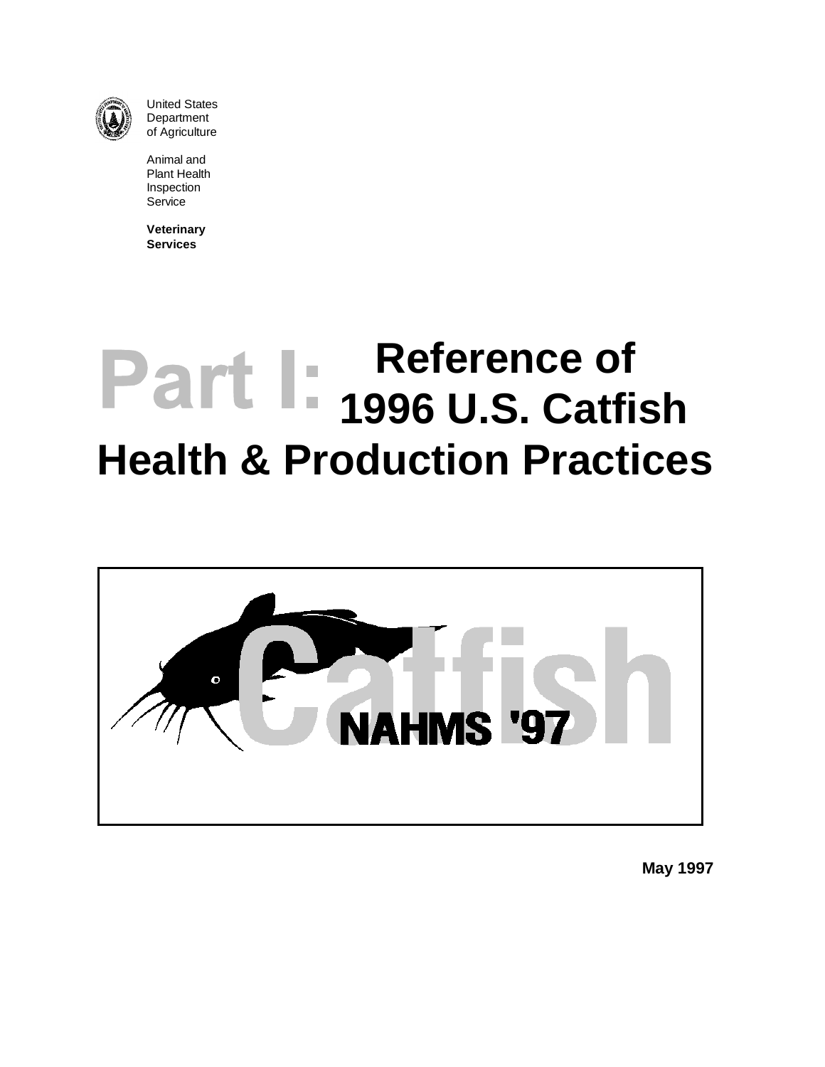United States
Department
of Agriculture

Animal and
Plant Health
Inspection
Service

**Veterinary
Services**

# Part I: Reference of 1996 U.S. Catfish Health & Production Practices

Catfish

NAHMS '97

**May 1997**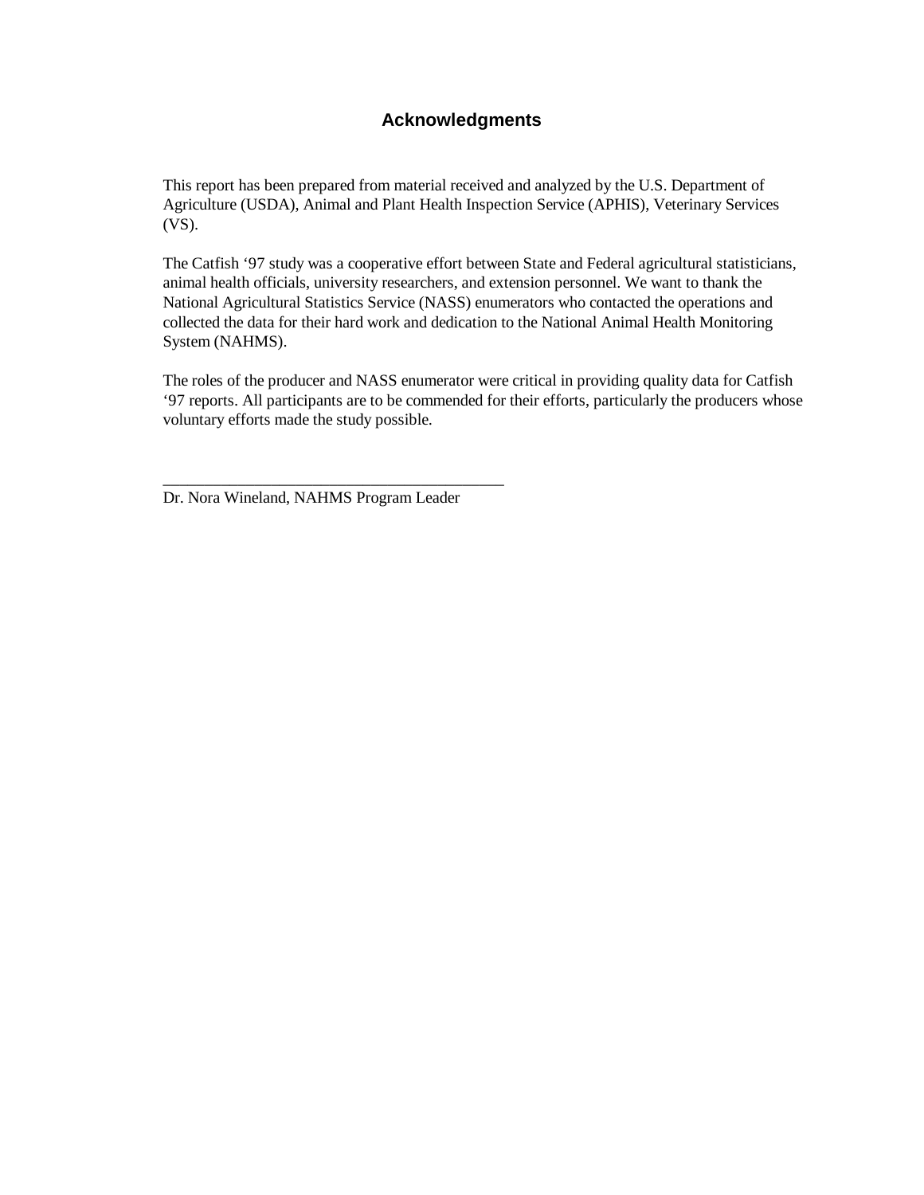## Acknowledgments

This report has been prepared from material received and analyzed by the U.S. Department of Agriculture (USDA), Animal and Plant Health Inspection Service (APHIS), Veterinary Services (VS).

The Catfish '97 study was a cooperative effort between State and Federal agricultural statisticians, animal health officials, university researchers, and extension personnel. We want to thank the National Agricultural Statistics Service (NASS) enumerators who contacted the operations and collected the data for their hard work and dedication to the National Animal Health Monitoring System (NAHMS).

The roles of the producer and NASS enumerator were critical in providing quality data for Catfish '97 reports. All participants are to be commended for their efforts, particularly the producers whose voluntary efforts made the study possible.

\_\_\_\_\_\_\_\_\_\_\_\_\_\_\_\_\_\_\_\_\_\_\_\_\_\_\_\_\_\_\_\_\_\_\_\_\_\_\_\_\_\_\_

Dr. Nora Wineland, NAHMS Program Leader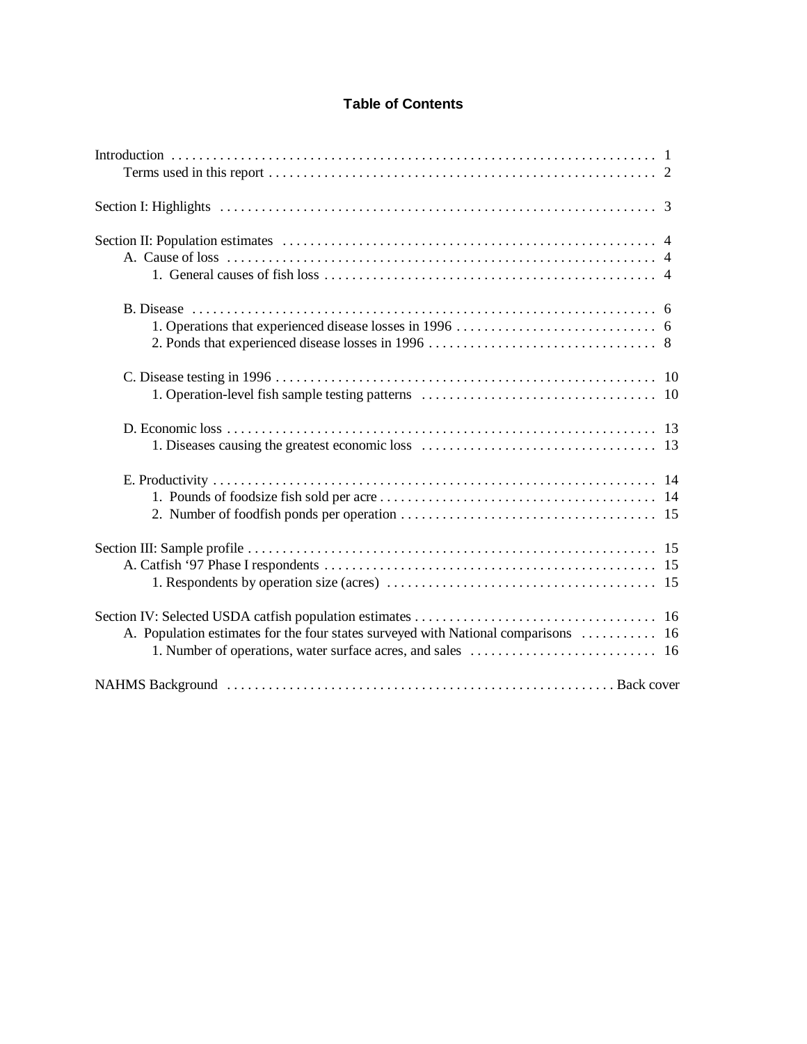## Table of Contents

Introduction . . . . . . . . . . 1
- Terms used in this report . . . . . . . . . . 2

Section I: Highlights . . . . . . . . . . 3

Section II: Population estimates . . . . . . . . . . 4
- A. Cause of loss . . . . . . . . . . 4
  - 1. General causes of fish loss . . . . . . . . . . 4
- B. Disease . . . . . . . . . . 6
  - 1. Operations that experienced disease losses in 1996 . . . . . . . . . . 6
  - 2. Ponds that experienced disease losses in 1996 . . . . . . . . . . 8
- C. Disease testing in 1996 . . . . . . . . . . 10
  - 1. Operation-level fish sample testing patterns . . . . . . . . . . 10
- D. Economic loss . . . . . . . . . . 13
  - 1. Diseases causing the greatest economic loss . . . . . . . . . . 13
- E. Productivity . . . . . . . . . . 14
  - 1. Pounds of foodsize fish sold per acre . . . . . . . . . . 14
  - 2. Number of foodfish ponds per operation . . . . . . . . . . 15

Section III: Sample profile . . . . . . . . . . 15
- A. Catfish '97 Phase I respondents . . . . . . . . . . 15
  - 1. Respondents by operation size (acres) . . . . . . . . . . 15

Section IV: Selected USDA catfish population estimates . . . . . . . . . . 16
- A. Population estimates for the four states surveyed with National comparisons . . . . . . . . . . 16
  - 1. Number of operations, water surface acres, and sales . . . . . . . . . . 16

NAHMS Background . . . . . . . . . . Back cover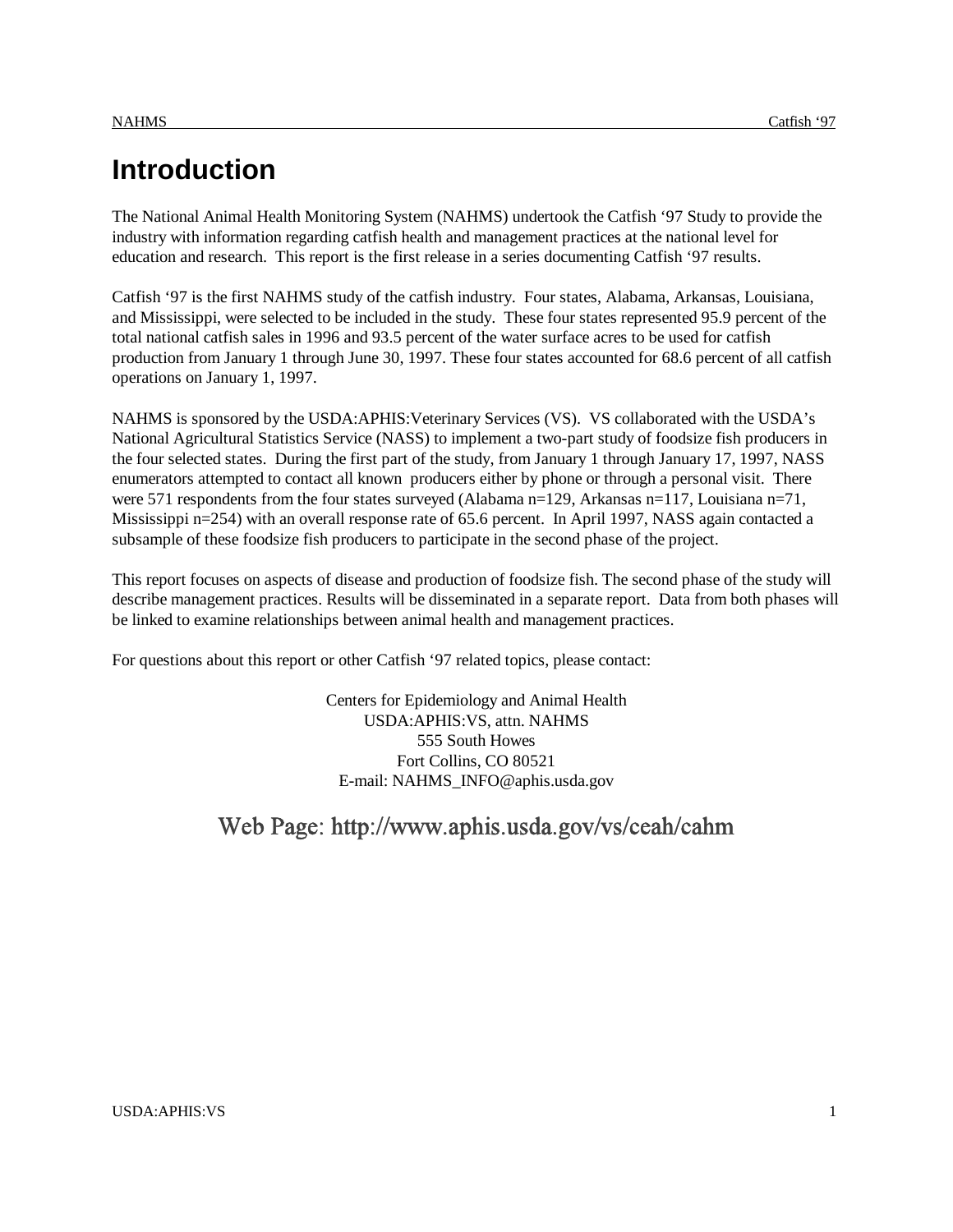# Introduction

The National Animal Health Monitoring System (NAHMS) undertook the Catfish '97 Study to provide the industry with information regarding catfish health and management practices at the national level for education and research. This report is the first release in a series documenting Catfish '97 results.

Catfish '97 is the first NAHMS study of the catfish industry. Four states, Alabama, Arkansas, Louisiana, and Mississippi, were selected to be included in the study. These four states represented 95.9 percent of the total national catfish sales in 1996 and 93.5 percent of the water surface acres to be used for catfish production from January 1 through June 30, 1997. These four states accounted for 68.6 percent of all catfish operations on January 1, 1997.

NAHMS is sponsored by the USDA:APHIS:Veterinary Services (VS). VS collaborated with the USDA's National Agricultural Statistics Service (NASS) to implement a two-part study of foodsize fish producers in the four selected states. During the first part of the study, from January 1 through January 17, 1997, NASS enumerators attempted to contact all known producers either by phone or through a personal visit. There were 571 respondents from the four states surveyed (Alabama n=129, Arkansas n=117, Louisiana n=71, Mississippi n=254) with an overall response rate of 65.6 percent. In April 1997, NASS again contacted a subsample of these foodsize fish producers to participate in the second phase of the project.

This report focuses on aspects of disease and production of foodsize fish. The second phase of the study will describe management practices. Results will be disseminated in a separate report. Data from both phases will be linked to examine relationships between animal health and management practices.

For questions about this report or other Catfish '97 related topics, please contact:

Centers for Epidemiology and Animal Health
USDA:APHIS:VS, attn. NAHMS
555 South Howes
Fort Collins, CO 80521
E-mail: NAHMS_INFO@aphis.usda.gov

Web Page: http://www.aphis.usda.gov/vs/ceah/cahm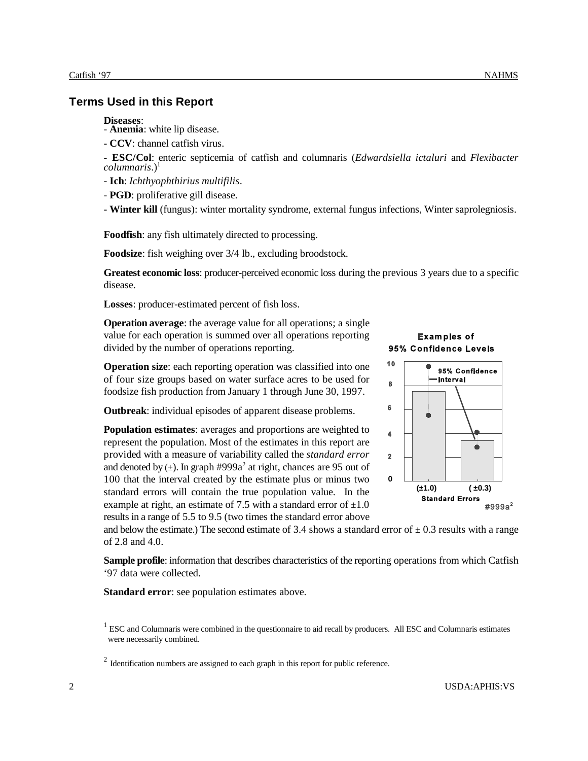## Terms Used in this Report

**Diseases**:

- **Anemia**: white lip disease.
- **CCV**: channel catfish virus.
- **ESC/Col**: enteric septicemia of catfish and columnaris (*Edwardsiella ictaluri* and *Flexibacter columnaris*.)[1]
- **Ich**: *Ichthyophthirius multifilis*.
- **PGD**: proliferative gill disease.
- **Winter kill** (fungus): winter mortality syndrome, external fungus infections, Winter saprolegniosis.

**Foodfish**: any fish ultimately directed to processing.

**Foodsize**: fish weighing over 3/4 lb., excluding broodstock.

**Greatest economic loss**: producer-perceived economic loss during the previous 3 years due to a specific disease.

**Losses**: producer-estimated percent of fish loss.

**Operation average**: the average value for all operations; a single value for each operation is summed over all operations reporting divided by the number of operations reporting.

**Operation size**: each reporting operation was classified into one of four size groups based on water surface acres to be used for foodsize fish production from January 1 through June 30, 1997.

**Outbreak**: individual episodes of apparent disease problems.

**Population estimates**: averages and proportions are weighted to represent the population. Most of the estimates in this report are provided with a measure of variability called the *standard error* and denoted by (±). In graph #999a[2] at right, chances are 95 out of 100 that the interval created by the estimate plus or minus two standard errors will contain the true population value. In the example at right, an estimate of 7.5 with a standard error of ±1.0 results in a range of 5.5 to 9.5 (two times the standard error above and below the estimate.) The second estimate of 3.4 shows a standard error of ± 0.3 results with a range of 2.8 and 4.0.

**Examples of 95% Confidence Levels**

(Graph: bars of 7.5 (±1.0) and 3.4 (±0.3) with 95% Confidence Interval markers; x-axis: Standard Errors; y-axis 0–10)

#999a[2]

**Sample profile**: information that describes characteristics of the reporting operations from which Catfish '97 data were collected.

**Standard error**: see population estimates above.

[1] ESC and Columnaris were combined in the questionnaire to aid recall by producers. All ESC and Columnaris estimates were necessarily combined.

[2] Identification numbers are assigned to each graph in this report for public reference.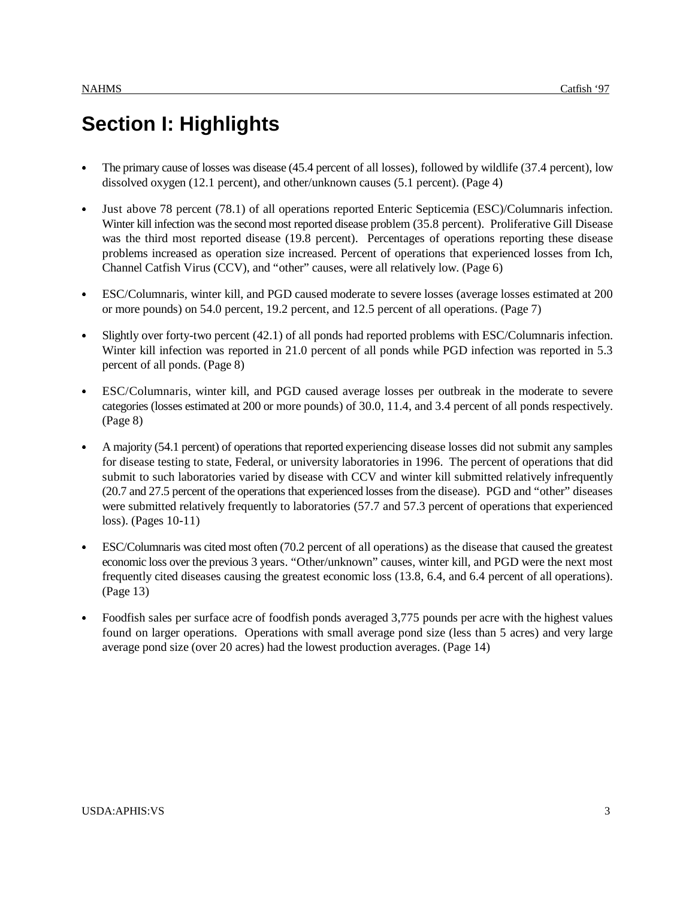# Section I: Highlights

- The primary cause of losses was disease (45.4 percent of all losses), followed by wildlife (37.4 percent), low dissolved oxygen (12.1 percent), and other/unknown causes (5.1 percent). (Page 4)

- Just above 78 percent (78.1) of all operations reported Enteric Septicemia (ESC)/Columnaris infection. Winter kill infection was the second most reported disease problem (35.8 percent). Proliferative Gill Disease was the third most reported disease (19.8 percent). Percentages of operations reporting these disease problems increased as operation size increased. Percent of operations that experienced losses from Ich, Channel Catfish Virus (CCV), and "other" causes, were all relatively low. (Page 6)

- ESC/Columnaris, winter kill, and PGD caused moderate to severe losses (average losses estimated at 200 or more pounds) on 54.0 percent, 19.2 percent, and 12.5 percent of all operations. (Page 7)

- Slightly over forty-two percent (42.1) of all ponds had reported problems with ESC/Columnaris infection. Winter kill infection was reported in 21.0 percent of all ponds while PGD infection was reported in 5.3 percent of all ponds. (Page 8)

- ESC/Columnaris, winter kill, and PGD caused average losses per outbreak in the moderate to severe categories (losses estimated at 200 or more pounds) of 30.0, 11.4, and 3.4 percent of all ponds respectively. (Page 8)

- A majority (54.1 percent) of operations that reported experiencing disease losses did not submit any samples for disease testing to state, Federal, or university laboratories in 1996. The percent of operations that did submit to such laboratories varied by disease with CCV and winter kill submitted relatively infrequently (20.7 and 27.5 percent of the operations that experienced losses from the disease). PGD and "other" diseases were submitted relatively frequently to laboratories (57.7 and 57.3 percent of operations that experienced loss). (Pages 10-11)

- ESC/Columnaris was cited most often (70.2 percent of all operations) as the disease that caused the greatest economic loss over the previous 3 years. "Other/unknown" causes, winter kill, and PGD were the next most frequently cited diseases causing the greatest economic loss (13.8, 6.4, and 6.4 percent of all operations). (Page 13)

- Foodfish sales per surface acre of foodfish ponds averaged 3,775 pounds per acre with the highest values found on larger operations. Operations with small average pond size (less than 5 acres) and very large average pond size (over 20 acres) had the lowest production averages. (Page 14)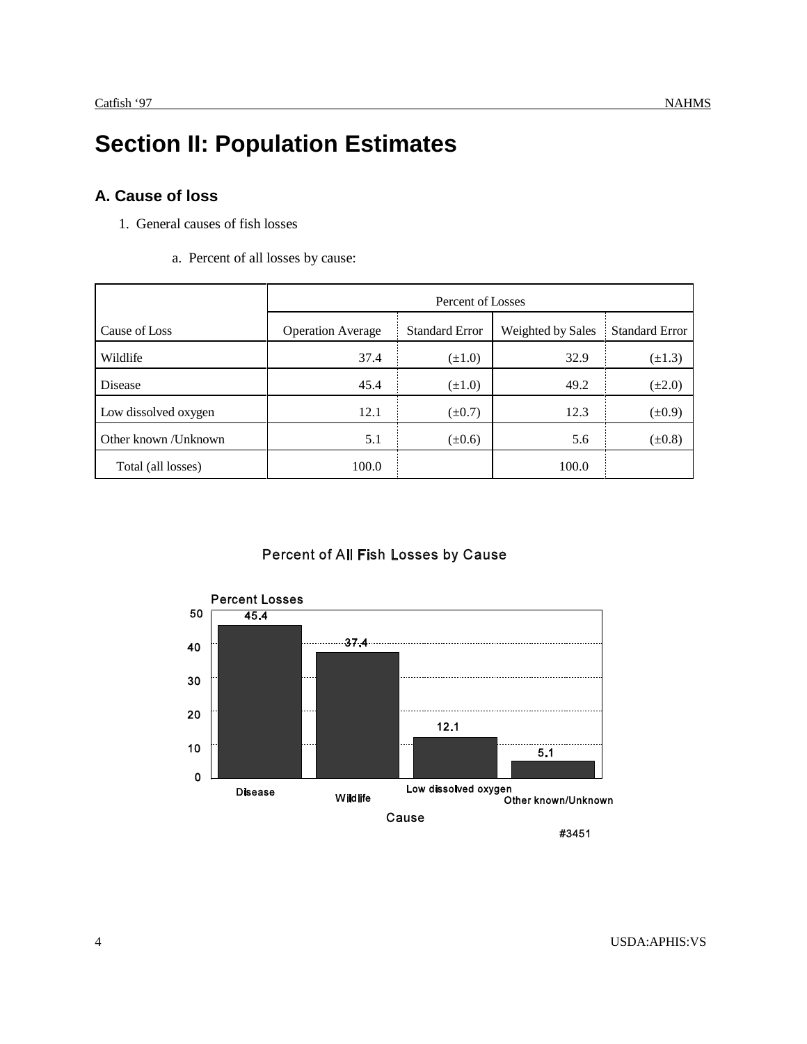# Section II: Population Estimates

## A. Cause of loss

1. General causes of fish losses

   a. Percent of all losses by cause:

| Cause of Loss | Percent of Losses | | | |
|---|---|---|---|---|
| | Operation Average | Standard Error | Weighted by Sales | Standard Error |
| Wildlife | 37.4 | (±1.0) | 32.9 | (±1.3) |
| Disease | 45.4 | (±1.0) | 49.2 | (±2.0) |
| Low dissolved oxygen | 12.1 | (±0.7) | 12.3 | (±0.9) |
| Other known /Unknown | 5.1 | (±0.6) | 5.6 | (±0.8) |
| Total (all losses) | 100.0 | | 100.0 | |

**Percent of All Fish Losses by Cause**

| Cause | Percent Losses |
|---|---|
| Disease | 45.4 |
| Wildlife | 37.4 |
| Low dissolved oxygen | 12.1 |
| Other known/Unknown | 5.1 |

#3451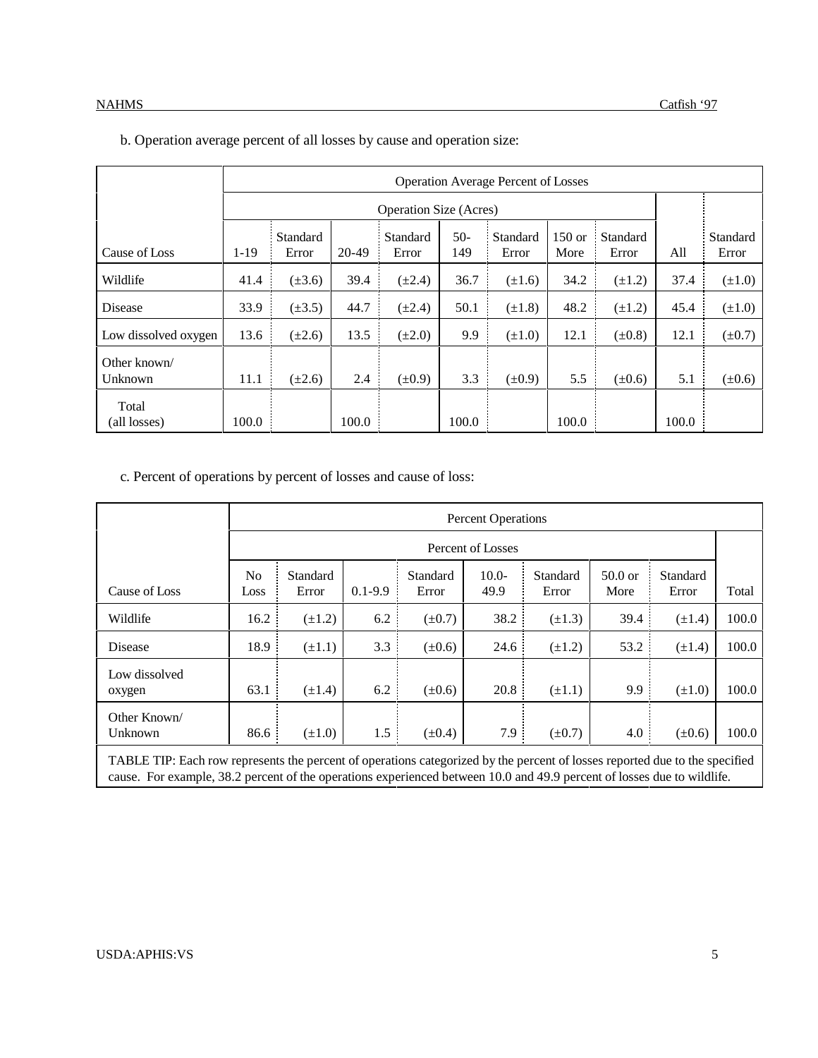b. Operation average percent of all losses by cause and operation size:

| | Operation Average Percent of Losses | | | | | | | | | |
|---|---|---|---|---|---|---|---|---|---|---|
| | Operation Size (Acres) | | | | | | | | | |
| Cause of Loss | 1-19 | Standard Error | 20-49 | Standard Error | 50-149 | Standard Error | 150 or More | Standard Error | All | Standard Error |
| Wildlife | 41.4 | (±3.6) | 39.4 | (±2.4) | 36.7 | (±1.6) | 34.2 | (±1.2) | 37.4 | (±1.0) |
| Disease | 33.9 | (±3.5) | 44.7 | (±2.4) | 50.1 | (±1.8) | 48.2 | (±1.2) | 45.4 | (±1.0) |
| Low dissolved oxygen | 13.6 | (±2.6) | 13.5 | (±2.0) | 9.9 | (±1.0) | 12.1 | (±0.8) | 12.1 | (±0.7) |
| Other known/ Unknown | 11.1 | (±2.6) | 2.4 | (±0.9) | 3.3 | (±0.9) | 5.5 | (±0.6) | 5.1 | (±0.6) |
| Total (all losses) | 100.0 | | 100.0 | | 100.0 | | 100.0 | | 100.0 | |

c. Percent of operations by percent of losses and cause of loss:

| | Percent Operations | | | | | | | | |
|---|---|---|---|---|---|---|---|---|---|
| | Percent of Losses | | | | | | | | |
| Cause of Loss | No Loss | Standard Error | 0.1-9.9 | Standard Error | 10.0-49.9 | Standard Error | 50.0 or More | Standard Error | Total |
| Wildlife | 16.2 | (±1.2) | 6.2 | (±0.7) | 38.2 | (±1.3) | 39.4 | (±1.4) | 100.0 |
| Disease | 18.9 | (±1.1) | 3.3 | (±0.6) | 24.6 | (±1.2) | 53.2 | (±1.4) | 100.0 |
| Low dissolved oxygen | 63.1 | (±1.4) | 6.2 | (±0.6) | 20.8 | (±1.1) | 9.9 | (±1.0) | 100.0 |
| Other Known/ Unknown | 86.6 | (±1.0) | 1.5 | (±0.4) | 7.9 | (±0.7) | 4.0 | (±0.6) | 100.0 |

TABLE TIP: Each row represents the percent of operations categorized by the percent of losses reported due to the specified cause. For example, 38.2 percent of the operations experienced between 10.0 and 49.9 percent of losses due to wildlife.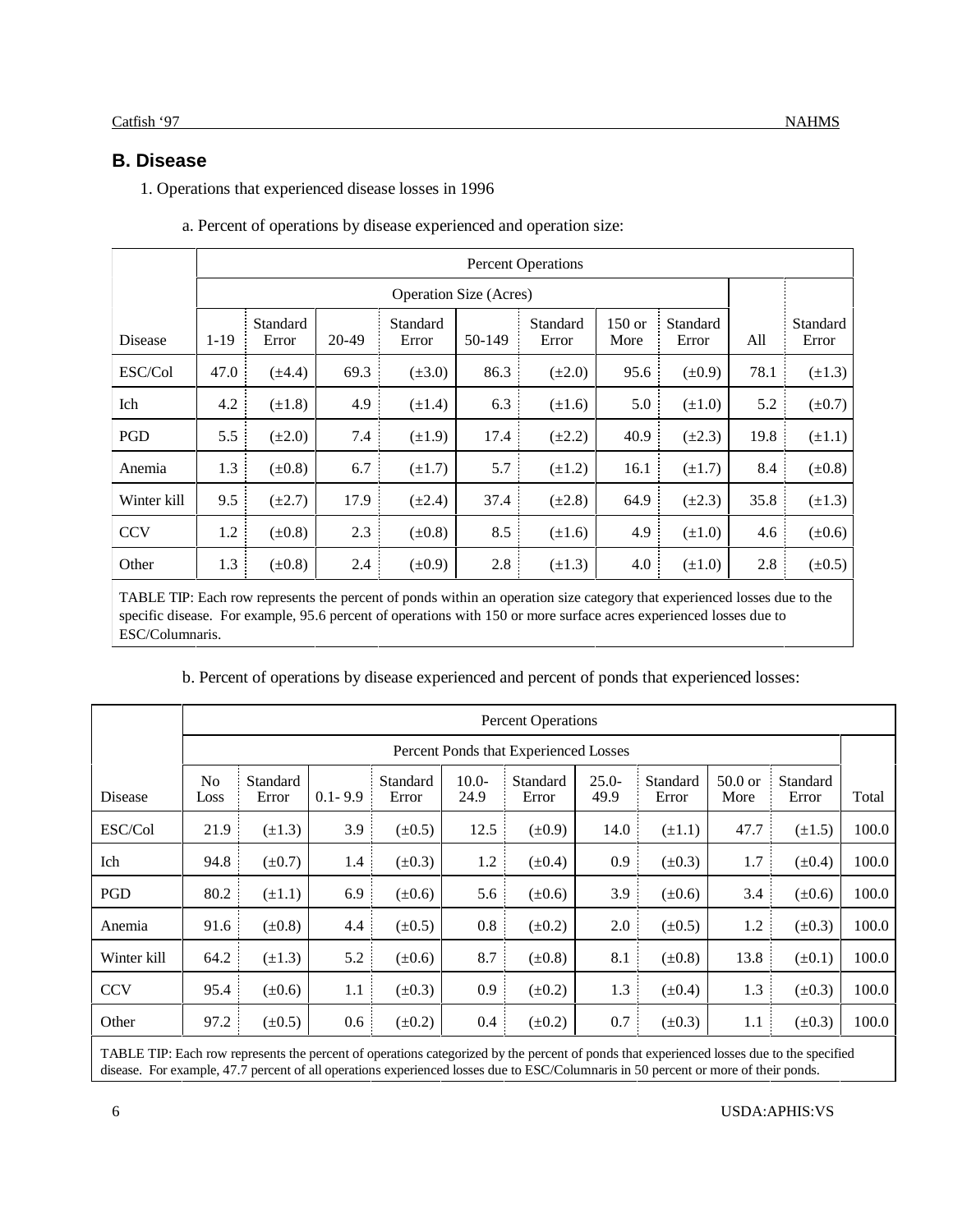## B. Disease

1. Operations that experienced disease losses in 1996

a. Percent of operations by disease experienced and operation size:

| | Percent Operations | | | | | | | | | |
|---|---|---|---|---|---|---|---|---|---|---|
| | Operation Size (Acres) | | | | | | | | | |
| Disease | 1-19 | Standard Error | 20-49 | Standard Error | 50-149 | Standard Error | 150 or More | Standard Error | All | Standard Error |
| ESC/Col | 47.0 | (±4.4) | 69.3 | (±3.0) | 86.3 | (±2.0) | 95.6 | (±0.9) | 78.1 | (±1.3) |
| Ich | 4.2 | (±1.8) | 4.9 | (±1.4) | 6.3 | (±1.6) | 5.0 | (±1.0) | 5.2 | (±0.7) |
| PGD | 5.5 | (±2.0) | 7.4 | (±1.9) | 17.4 | (±2.2) | 40.9 | (±2.3) | 19.8 | (±1.1) |
| Anemia | 1.3 | (±0.8) | 6.7 | (±1.7) | 5.7 | (±1.2) | 16.1 | (±1.7) | 8.4 | (±0.8) |
| Winter kill | 9.5 | (±2.7) | 17.9 | (±2.4) | 37.4 | (±2.8) | 64.9 | (±2.3) | 35.8 | (±1.3) |
| CCV | 1.2 | (±0.8) | 2.3 | (±0.8) | 8.5 | (±1.6) | 4.9 | (±1.0) | 4.6 | (±0.6) |
| Other | 1.3 | (±0.8) | 2.4 | (±0.9) | 2.8 | (±1.3) | 4.0 | (±1.0) | 2.8 | (±0.5) |

TABLE TIP: Each row represents the percent of ponds within an operation size category that experienced losses due to the specific disease. For example, 95.6 percent of operations with 150 or more surface acres experienced losses due to ESC/Columnaris.

b. Percent of operations by disease experienced and percent of ponds that experienced losses:

| | Percent Operations | | | | | | | | | | |
|---|---|---|---|---|---|---|---|---|---|---|---|
| | Percent Ponds that Experienced Losses | | | | | | | | | | |
| Disease | No Loss | Standard Error | 0.1- 9.9 | Standard Error | 10.0-24.9 | Standard Error | 25.0-49.9 | Standard Error | 50.0 or More | Standard Error | Total |
| ESC/Col | 21.9 | (±1.3) | 3.9 | (±0.5) | 12.5 | (±0.9) | 14.0 | (±1.1) | 47.7 | (±1.5) | 100.0 |
| Ich | 94.8 | (±0.7) | 1.4 | (±0.3) | 1.2 | (±0.4) | 0.9 | (±0.3) | 1.7 | (±0.4) | 100.0 |
| PGD | 80.2 | (±1.1) | 6.9 | (±0.6) | 5.6 | (±0.6) | 3.9 | (±0.6) | 3.4 | (±0.6) | 100.0 |
| Anemia | 91.6 | (±0.8) | 4.4 | (±0.5) | 0.8 | (±0.2) | 2.0 | (±0.5) | 1.2 | (±0.3) | 100.0 |
| Winter kill | 64.2 | (±1.3) | 5.2 | (±0.6) | 8.7 | (±0.8) | 8.1 | (±0.8) | 13.8 | (±0.1) | 100.0 |
| CCV | 95.4 | (±0.6) | 1.1 | (±0.3) | 0.9 | (±0.2) | 1.3 | (±0.4) | 1.3 | (±0.3) | 100.0 |
| Other | 97.2 | (±0.5) | 0.6 | (±0.2) | 0.4 | (±0.2) | 0.7 | (±0.3) | 1.1 | (±0.3) | 100.0 |

TABLE TIP: Each row represents the percent of operations categorized by the percent of ponds that experienced losses due to the specified disease. For example, 47.7 percent of all operations experienced losses due to ESC/Columnaris in 50 percent or more of their ponds.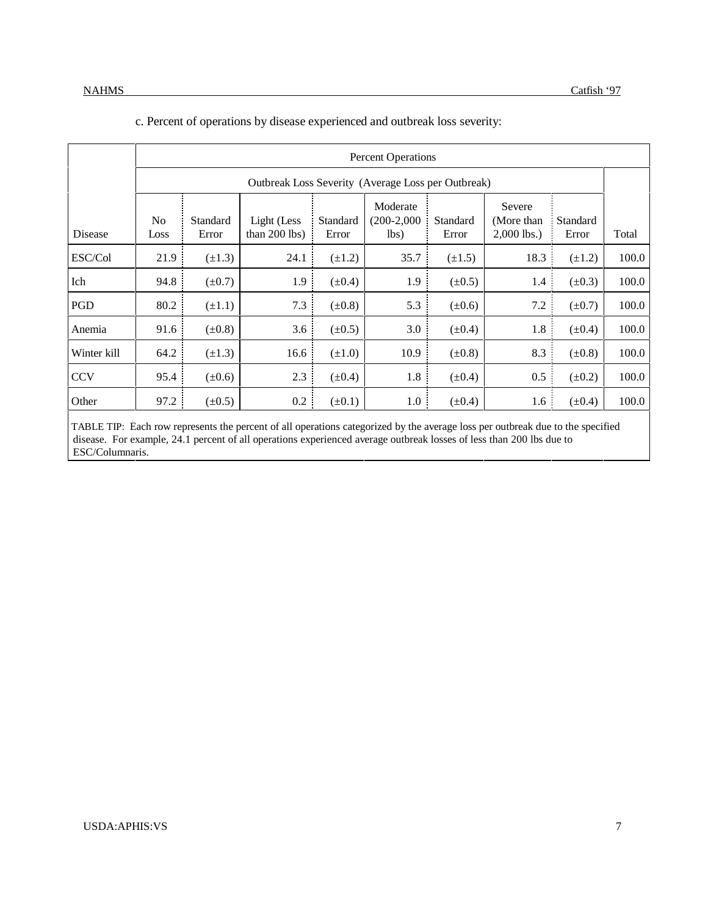c. Percent of operations by disease experienced and outbreak loss severity:

| | Percent Operations | | | | | | | | |
|---|---|---|---|---|---|---|---|---|---|
| | Outbreak Loss Severity (Average Loss per Outbreak) | | | | | | | | |
| Disease | No Loss | Standard Error | Light (Less than 200 lbs) | Standard Error | Moderate (200-2,000 lbs) | Standard Error | Severe (More than 2,000 lbs.) | Standard Error | Total |
| ESC/Col | 21.9 | (±1.3) | 24.1 | (±1.2) | 35.7 | (±1.5) | 18.3 | (±1.2) | 100.0 |
| Ich | 94.8 | (±0.7) | 1.9 | (±0.4) | 1.9 | (±0.5) | 1.4 | (±0.3) | 100.0 |
| PGD | 80.2 | (±1.1) | 7.3 | (±0.8) | 5.3 | (±0.6) | 7.2 | (±0.7) | 100.0 |
| Anemia | 91.6 | (±0.8) | 3.6 | (±0.5) | 3.0 | (±0.4) | 1.8 | (±0.4) | 100.0 |
| Winter kill | 64.2 | (±1.3) | 16.6 | (±1.0) | 10.9 | (±0.8) | 8.3 | (±0.8) | 100.0 |
| CCV | 95.4 | (±0.6) | 2.3 | (±0.4) | 1.8 | (±0.4) | 0.5 | (±0.2) | 100.0 |
| Other | 97.2 | (±0.5) | 0.2 | (±0.1) | 1.0 | (±0.4) | 1.6 | (±0.4) | 100.0 |

TABLE TIP: Each row represents the percent of all operations categorized by the average loss per outbreak due to the specified disease. For example, 24.1 percent of all operations experienced average outbreak losses of less than 200 lbs due to ESC/Columnaris.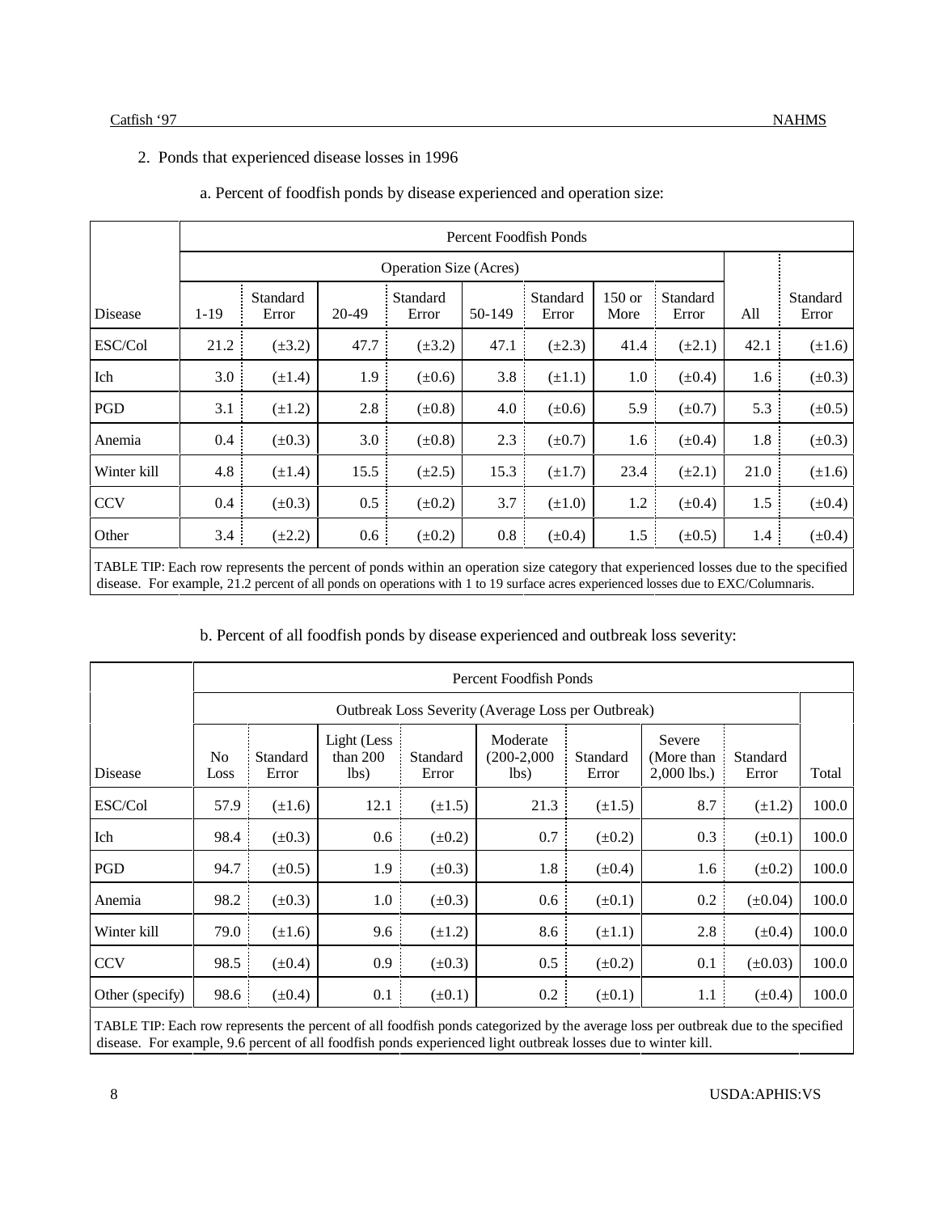2. Ponds that experienced disease losses in 1996

a. Percent of foodfish ponds by disease experienced and operation size:

| | Percent Foodfish Ponds | | | | | | | | | |
|---|---|---|---|---|---|---|---|---|---|---|
| | Operation Size (Acres) | | | | | | | | | |
| Disease | 1-19 | Standard Error | 20-49 | Standard Error | 50-149 | Standard Error | 150 or More | Standard Error | All | Standard Error |
| ESC/Col | 21.2 | (±3.2) | 47.7 | (±3.2) | 47.1 | (±2.3) | 41.4 | (±2.1) | 42.1 | (±1.6) |
| Ich | 3.0 | (±1.4) | 1.9 | (±0.6) | 3.8 | (±1.1) | 1.0 | (±0.4) | 1.6 | (±0.3) |
| PGD | 3.1 | (±1.2) | 2.8 | (±0.8) | 4.0 | (±0.6) | 5.9 | (±0.7) | 5.3 | (±0.5) |
| Anemia | 0.4 | (±0.3) | 3.0 | (±0.8) | 2.3 | (±0.7) | 1.6 | (±0.4) | 1.8 | (±0.3) |
| Winter kill | 4.8 | (±1.4) | 15.5 | (±2.5) | 15.3 | (±1.7) | 23.4 | (±2.1) | 21.0 | (±1.6) |
| CCV | 0.4 | (±0.3) | 0.5 | (±0.2) | 3.7 | (±1.0) | 1.2 | (±0.4) | 1.5 | (±0.4) |
| Other | 3.4 | (±2.2) | 0.6 | (±0.2) | 0.8 | (±0.4) | 1.5 | (±0.5) | 1.4 | (±0.4) |

TABLE TIP: Each row represents the percent of ponds within an operation size category that experienced losses due to the specified disease. For example, 21.2 percent of all ponds on operations with 1 to 19 surface acres experienced losses due to EXC/Columnaris.

b. Percent of all foodfish ponds by disease experienced and outbreak loss severity:

| | Percent Foodfish Ponds | | | | | | | | |
|---|---|---|---|---|---|---|---|---|---|
| | Outbreak Loss Severity (Average Loss per Outbreak) | | | | | | | | |
| Disease | No Loss | Standard Error | Light (Less than 200 lbs) | Standard Error | Moderate (200-2,000 lbs) | Standard Error | Severe (More than 2,000 lbs.) | Standard Error | Total |
| ESC/Col | 57.9 | (±1.6) | 12.1 | (±1.5) | 21.3 | (±1.5) | 8.7 | (±1.2) | 100.0 |
| Ich | 98.4 | (±0.3) | 0.6 | (±0.2) | 0.7 | (±0.2) | 0.3 | (±0.1) | 100.0 |
| PGD | 94.7 | (±0.5) | 1.9 | (±0.3) | 1.8 | (±0.4) | 1.6 | (±0.2) | 100.0 |
| Anemia | 98.2 | (±0.3) | 1.0 | (±0.3) | 0.6 | (±0.1) | 0.2 | (±0.04) | 100.0 |
| Winter kill | 79.0 | (±1.6) | 9.6 | (±1.2) | 8.6 | (±1.1) | 2.8 | (±0.4) | 100.0 |
| CCV | 98.5 | (±0.4) | 0.9 | (±0.3) | 0.5 | (±0.2) | 0.1 | (±0.03) | 100.0 |
| Other (specify) | 98.6 | (±0.4) | 0.1 | (±0.1) | 0.2 | (±0.1) | 1.1 | (±0.4) | 100.0 |

TABLE TIP: Each row represents the percent of all foodfish ponds categorized by the average loss per outbreak due to the specified disease. For example, 9.6 percent of all foodfish ponds experienced light outbreak losses due to winter kill.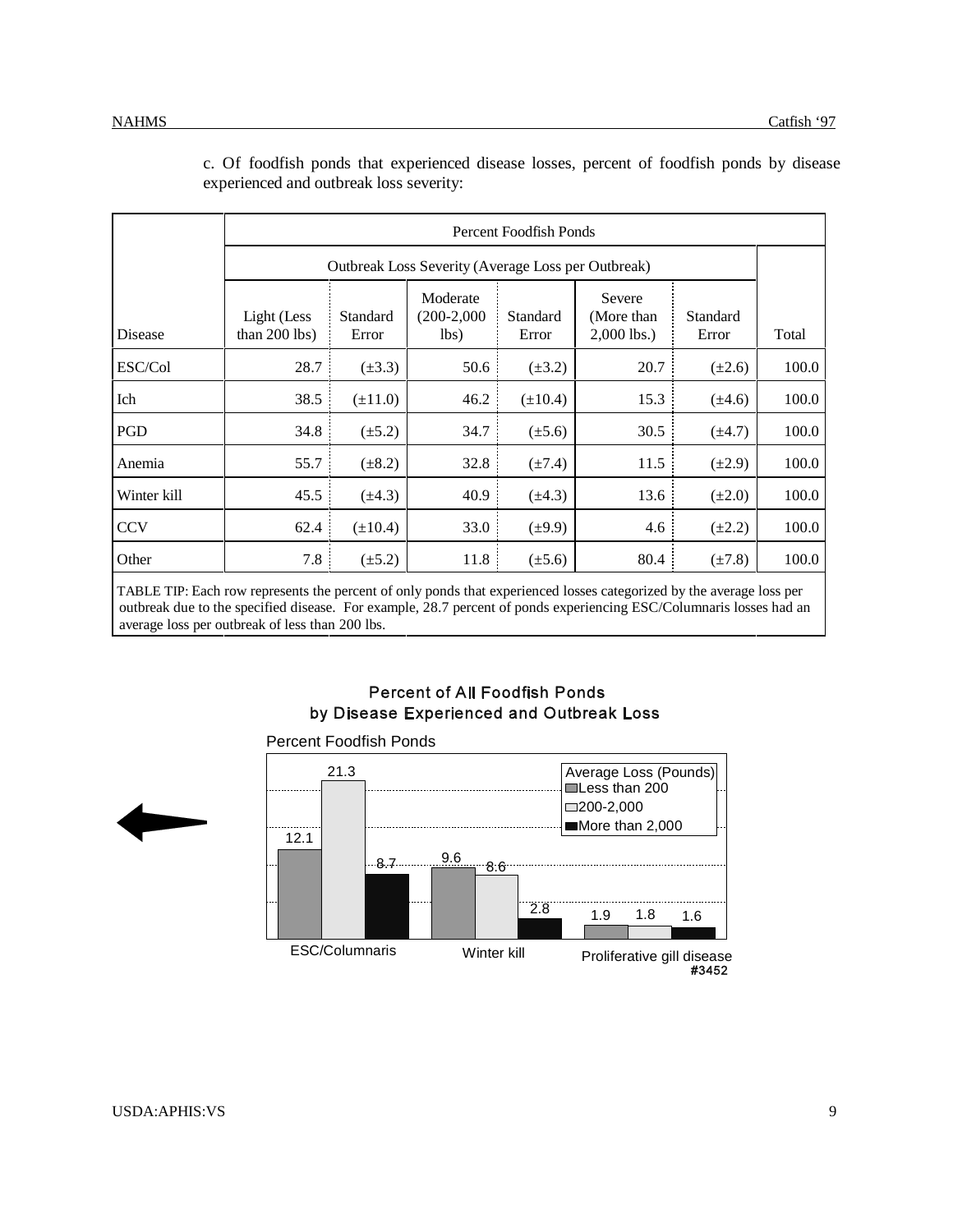c. Of foodfish ponds that experienced disease losses, percent of foodfish ponds by disease experienced and outbreak loss severity:

| | Percent Foodfish Ponds | | | | | | |
|---|---|---|---|---|---|---|---|
| | Outbreak Loss Severity (Average Loss per Outbreak) | | | | | | |
| Disease | Light (Less than 200 lbs) | Standard Error | Moderate (200-2,000 lbs) | Standard Error | Severe (More than 2,000 lbs.) | Standard Error | Total |
| ESC/Col | 28.7 | (±3.3) | 50.6 | (±3.2) | 20.7 | (±2.6) | 100.0 |
| Ich | 38.5 | (±11.0) | 46.2 | (±10.4) | 15.3 | (±4.6) | 100.0 |
| PGD | 34.8 | (±5.2) | 34.7 | (±5.6) | 30.5 | (±4.7) | 100.0 |
| Anemia | 55.7 | (±8.2) | 32.8 | (±7.4) | 11.5 | (±2.9) | 100.0 |
| Winter kill | 45.5 | (±4.3) | 40.9 | (±4.3) | 13.6 | (±2.0) | 100.0 |
| CCV | 62.4 | (±10.4) | 33.0 | (±9.9) | 4.6 | (±2.2) | 100.0 |
| Other | 7.8 | (±5.2) | 11.8 | (±5.6) | 80.4 | (±7.8) | 100.0 |

TABLE TIP: Each row represents the percent of only ponds that experienced losses categorized by the average loss per outbreak due to the specified disease. For example, 28.7 percent of ponds experiencing ESC/Columnaris losses had an average loss per outbreak of less than 200 lbs.

**Percent of All Foodfish Ponds by Disease Experienced and Outbreak Loss**

Percent Foodfish Ponds

| Disease | Less than 200 | 200-2,000 | More than 2,000 |
|---|---|---|---|
| ESC/Columnaris | 12.1 | 21.3 | 8.7 |
| Winter kill | 9.6 | 8.6 | 2.8 |
| Proliferative gill disease | 1.9 | 1.8 | 1.6 |

Average Loss (Pounds)

#3452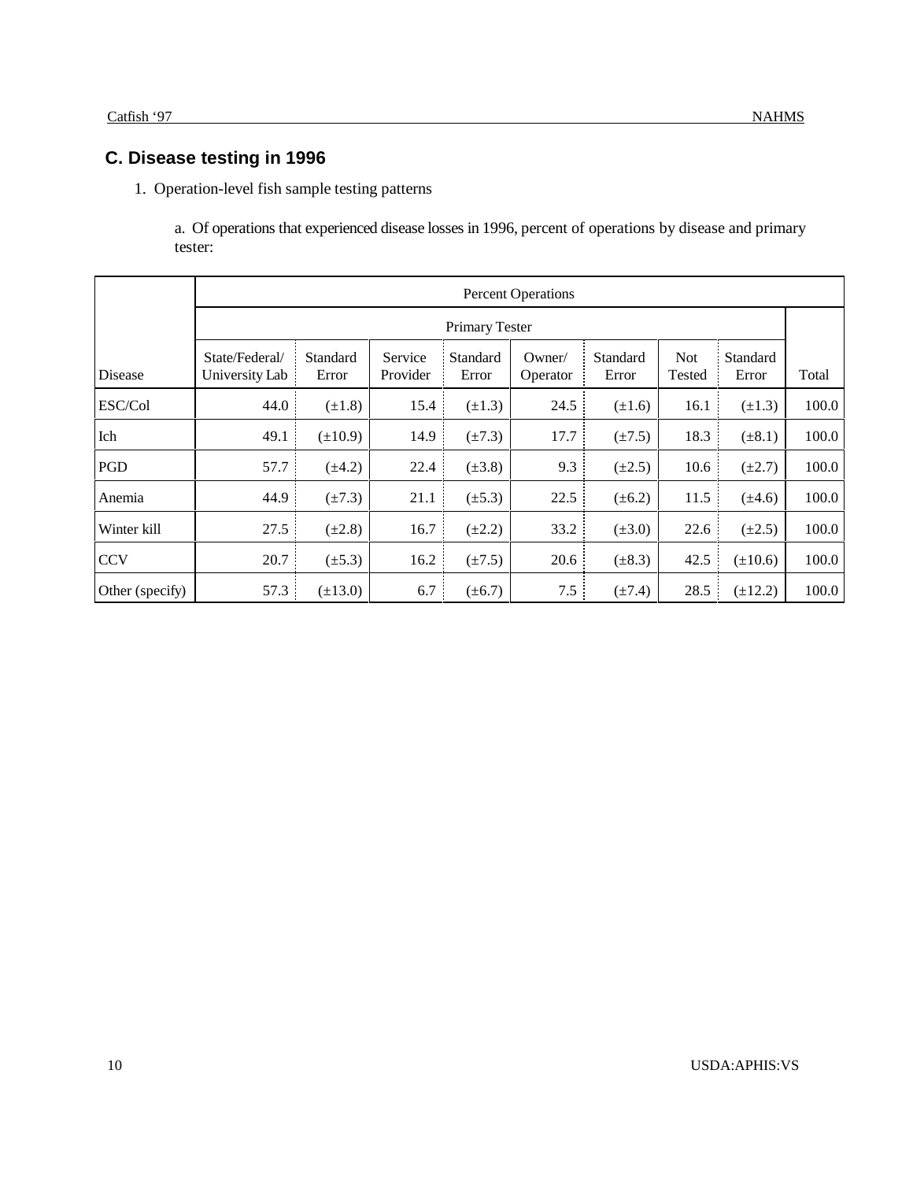## C. Disease testing in 1996

1. Operation-level fish sample testing patterns

a. Of operations that experienced disease losses in 1996, percent of operations by disease and primary tester:

| | Percent Operations | | | | | | | | |
|---|---|---|---|---|---|---|---|---|---|
| | Primary Tester | | | | | | | | |
| Disease | State/Federal/ University Lab | Standard Error | Service Provider | Standard Error | Owner/ Operator | Standard Error | Not Tested | Standard Error | Total |
| ESC/Col | 44.0 | (±1.8) | 15.4 | (±1.3) | 24.5 | (±1.6) | 16.1 | (±1.3) | 100.0 |
| Ich | 49.1 | (±10.9) | 14.9 | (±7.3) | 17.7 | (±7.5) | 18.3 | (±8.1) | 100.0 |
| PGD | 57.7 | (±4.2) | 22.4 | (±3.8) | 9.3 | (±2.5) | 10.6 | (±2.7) | 100.0 |
| Anemia | 44.9 | (±7.3) | 21.1 | (±5.3) | 22.5 | (±6.2) | 11.5 | (±4.6) | 100.0 |
| Winter kill | 27.5 | (±2.8) | 16.7 | (±2.2) | 33.2 | (±3.0) | 22.6 | (±2.5) | 100.0 |
| CCV | 20.7 | (±5.3) | 16.2 | (±7.5) | 20.6 | (±8.3) | 42.5 | (±10.6) | 100.0 |
| Other (specify) | 57.3 | (±13.0) | 6.7 | (±6.7) | 7.5 | (±7.4) | 28.5 | (±12.2) | 100.0 |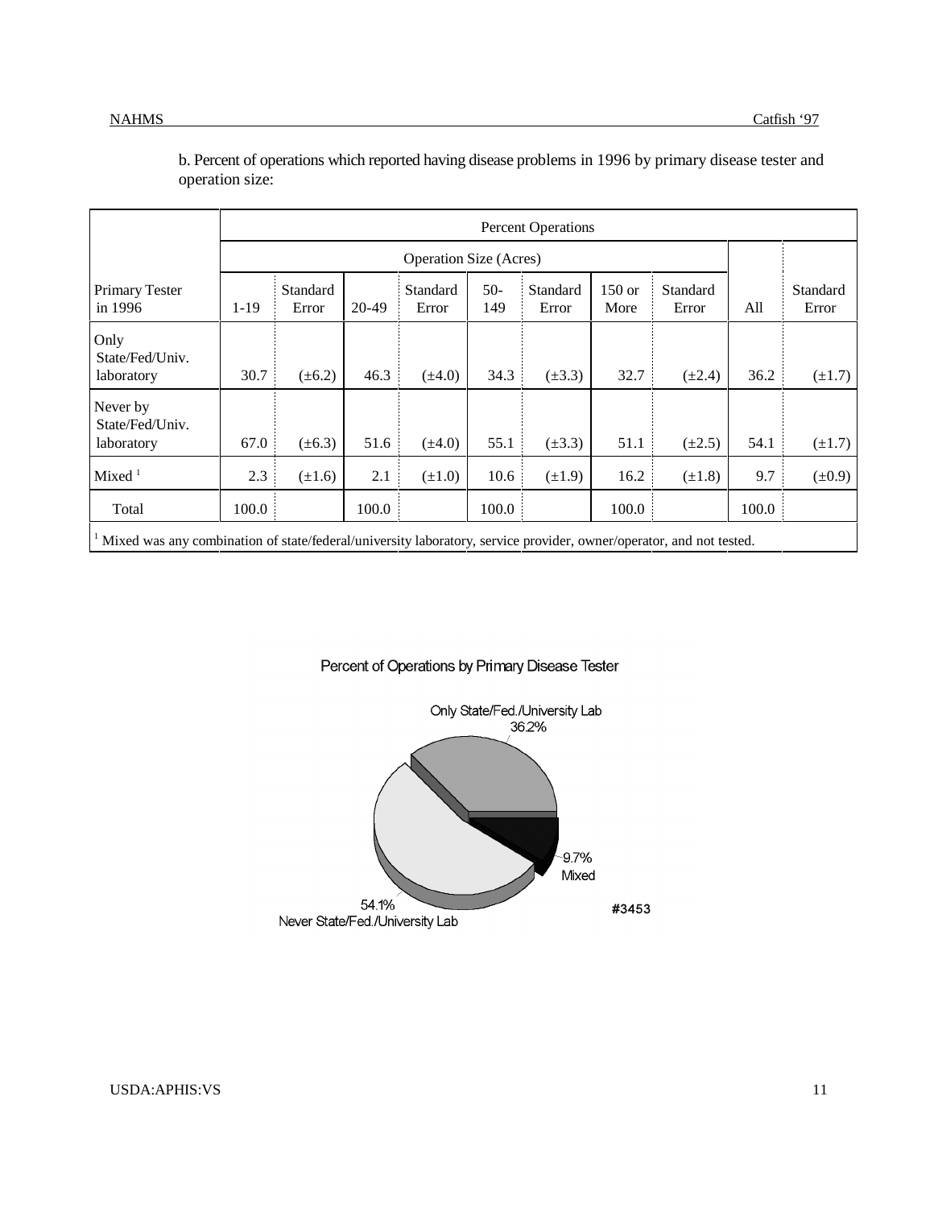b. Percent of operations which reported having disease problems in 1996 by primary disease tester and operation size:

| | Percent Operations | | | | | | | | | |
|---|---|---|---|---|---|---|---|---|---|---|
| | Operation Size (Acres) | | | | | | | | | |
| Primary Tester in 1996 | 1-19 | Standard Error | 20-49 | Standard Error | 50-149 | Standard Error | 150 or More | Standard Error | All | Standard Error |
| Only State/Fed/Univ. laboratory | 30.7 | (±6.2) | 46.3 | (±4.0) | 34.3 | (±3.3) | 32.7 | (±2.4) | 36.2 | (±1.7) |
| Never by State/Fed/Univ. laboratory | 67.0 | (±6.3) | 51.6 | (±4.0) | 55.1 | (±3.3) | 51.1 | (±2.5) | 54.1 | (±1.7) |
| Mixed [1] | 2.3 | (±1.6) | 2.1 | (±1.0) | 10.6 | (±1.9) | 16.2 | (±1.8) | 9.7 | (±0.9) |
| Total | 100.0 | | 100.0 | | 100.0 | | 100.0 | | 100.0 | |

[1] Mixed was any combination of state/federal/university laboratory, service provider, owner/operator, and not tested.

Percent of Operations by Primary Disease Tester

Only State/Fed./University Lab 36.2%

9.7% Mixed

54.1% Never State/Fed./University Lab

#3453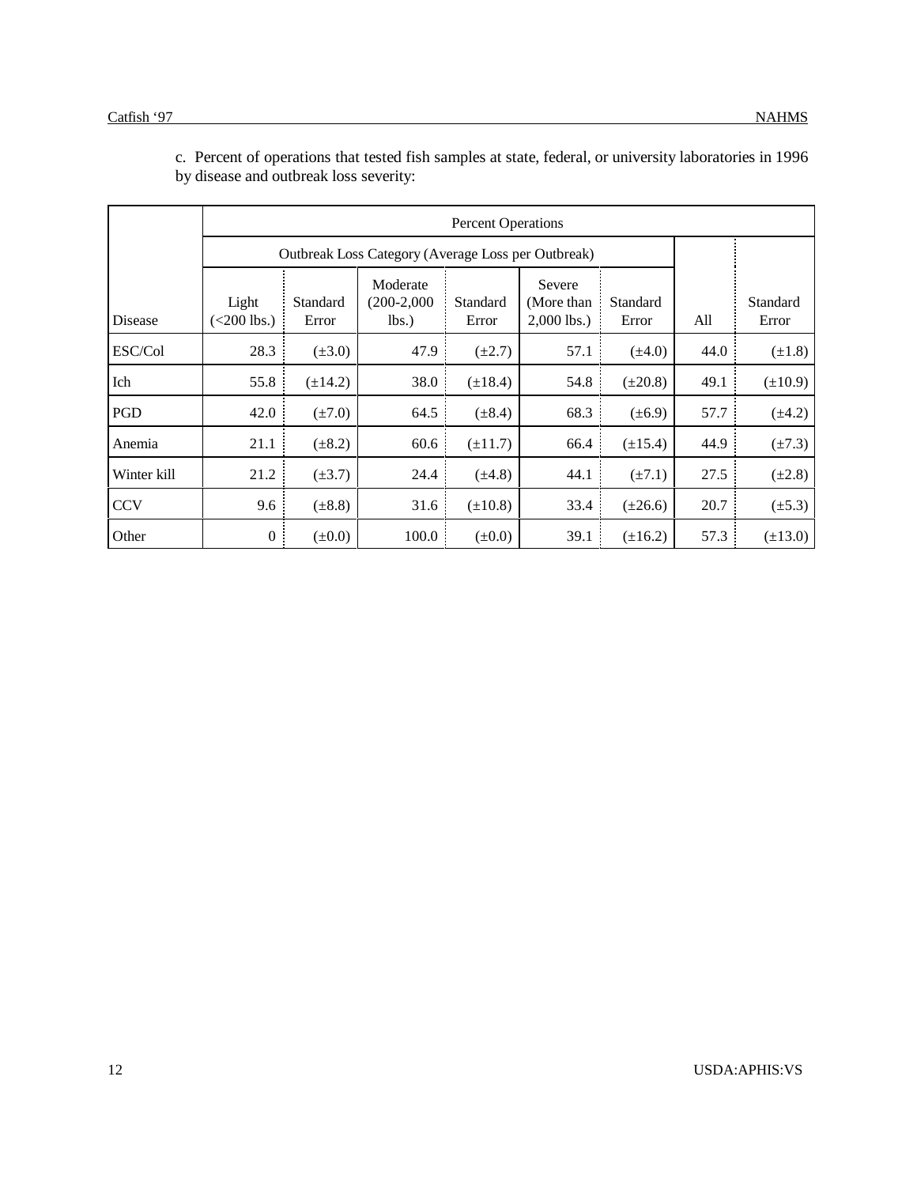c. Percent of operations that tested fish samples at state, federal, or university laboratories in 1996 by disease and outbreak loss severity:

| | Percent Operations | | | | | | | |
|---|---|---|---|---|---|---|---|---|
| | Outbreak Loss Category (Average Loss per Outbreak) | | | | | | | |
| Disease | Light (<200 lbs.) | Standard Error | Moderate (200-2,000 lbs.) | Standard Error | Severe (More than 2,000 lbs.) | Standard Error | All | Standard Error |
| ESC/Col | 28.3 | (±3.0) | 47.9 | (±2.7) | 57.1 | (±4.0) | 44.0 | (±1.8) |
| Ich | 55.8 | (±14.2) | 38.0 | (±18.4) | 54.8 | (±20.8) | 49.1 | (±10.9) |
| PGD | 42.0 | (±7.0) | 64.5 | (±8.4) | 68.3 | (±6.9) | 57.7 | (±4.2) |
| Anemia | 21.1 | (±8.2) | 60.6 | (±11.7) | 66.4 | (±15.4) | 44.9 | (±7.3) |
| Winter kill | 21.2 | (±3.7) | 24.4 | (±4.8) | 44.1 | (±7.1) | 27.5 | (±2.8) |
| CCV | 9.6 | (±8.8) | 31.6 | (±10.8) | 33.4 | (±26.6) | 20.7 | (±5.3) |
| Other | 0 | (±0.0) | 100.0 | (±0.0) | 39.1 | (±16.2) | 57.3 | (±13.0) |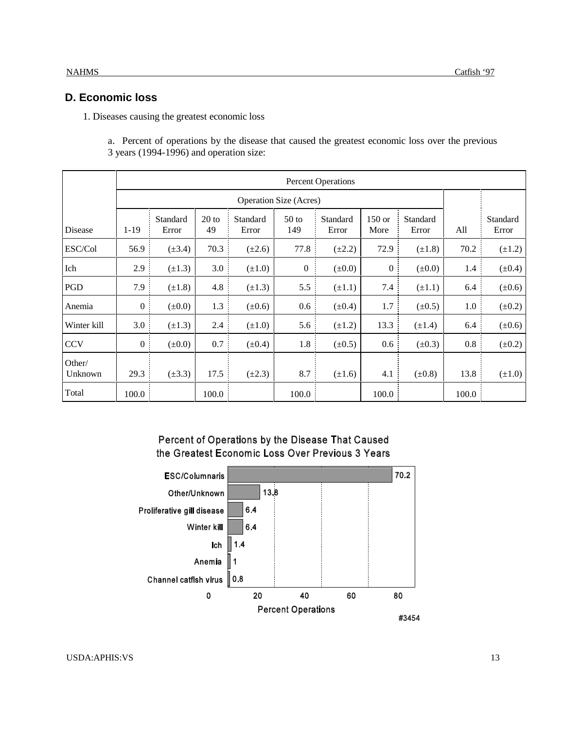## D. Economic loss

1. Diseases causing the greatest economic loss

a. Percent of operations by the disease that caused the greatest economic loss over the previous 3 years (1994-1996) and operation size:

| | Percent Operations | | | | | | | | | |
|---|---|---|---|---|---|---|---|---|---|---|
| | Operation Size (Acres) | | | | | | | | | |
| Disease | 1-19 | Standard Error | 20 to 49 | Standard Error | 50 to 149 | Standard Error | 150 or More | Standard Error | All | Standard Error |
| ESC/Col | 56.9 | (±3.4) | 70.3 | (±2.6) | 77.8 | (±2.2) | 72.9 | (±1.8) | 70.2 | (±1.2) |
| Ich | 2.9 | (±1.3) | 3.0 | (±1.0) | 0 | (±0.0) | 0 | (±0.0) | 1.4 | (±0.4) |
| PGD | 7.9 | (±1.8) | 4.8 | (±1.3) | 5.5 | (±1.1) | 7.4 | (±1.1) | 6.4 | (±0.6) |
| Anemia | 0 | (±0.0) | 1.3 | (±0.6) | 0.6 | (±0.4) | 1.7 | (±0.5) | 1.0 | (±0.2) |
| Winter kill | 3.0 | (±1.3) | 2.4 | (±1.0) | 5.6 | (±1.2) | 13.3 | (±1.4) | 6.4 | (±0.6) |
| CCV | 0 | (±0.0) | 0.7 | (±0.4) | 1.8 | (±0.5) | 0.6 | (±0.3) | 0.8 | (±0.2) |
| Other/ Unknown | 29.3 | (±3.3) | 17.5 | (±2.3) | 8.7 | (±1.6) | 4.1 | (±0.8) | 13.8 | (±1.0) |
| Total | 100.0 | | 100.0 | | 100.0 | | 100.0 | | 100.0 | |

Percent of Operations by the Disease That Caused the Greatest Economic Loss Over Previous 3 Years

| Disease | Percent Operations |
|---|---|
| ESC/Columnaris | 70.2 |
| Other/Unknown | 13.8 |
| Proliferative gill disease | 6.4 |
| Winter kill | 6.4 |
| Ich | 1.4 |
| Anemia | 1 |
| Channel catfish virus | 0.8 |

#3454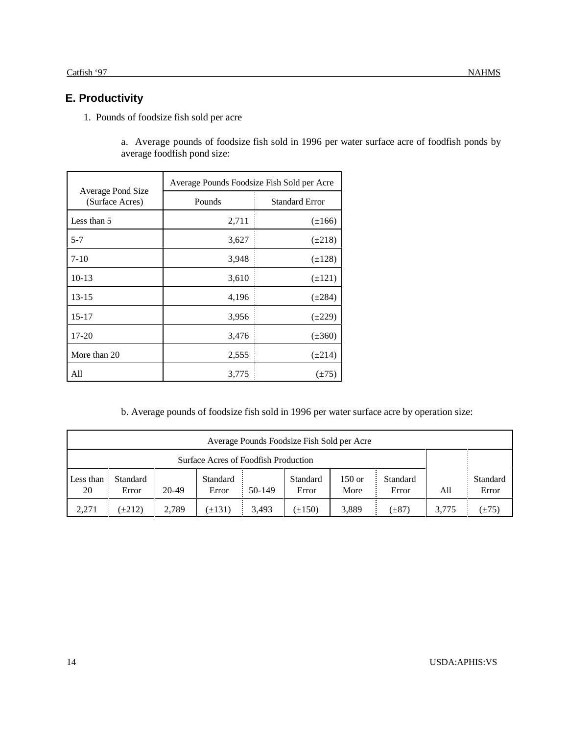## E. Productivity

1. Pounds of foodsize fish sold per acre

a. Average pounds of foodsize fish sold in 1996 per water surface acre of foodfish ponds by average foodfish pond size:

| Average Pond Size (Surface Acres) | Average Pounds Foodsize Fish Sold per Acre | |
|---|---|---|
| | Pounds | Standard Error |
| Less than 5 | 2,711 | (±166) |
| 5-7 | 3,627 | (±218) |
| 7-10 | 3,948 | (±128) |
| 10-13 | 3,610 | (±121) |
| 13-15 | 4,196 | (±284) |
| 15-17 | 3,956 | (±229) |
| 17-20 | 3,476 | (±360) |
| More than 20 | 2,555 | (±214) |
| All | 3,775 | (±75) |

b. Average pounds of foodsize fish sold in 1996 per water surface acre by operation size:

| Average Pounds Foodsize Fish Sold per Acre | | | | | | | | | |
|---|---|---|---|---|---|---|---|---|---|
| Surface Acres of Foodfish Production | | | | | | | | | |
| Less than 20 | Standard Error | 20-49 | Standard Error | 50-149 | Standard Error | 150 or More | Standard Error | All | Standard Error |
| 2,271 | (±212) | 2,789 | (±131) | 3,493 | (±150) | 3,889 | (±87) | 3,775 | (±75) |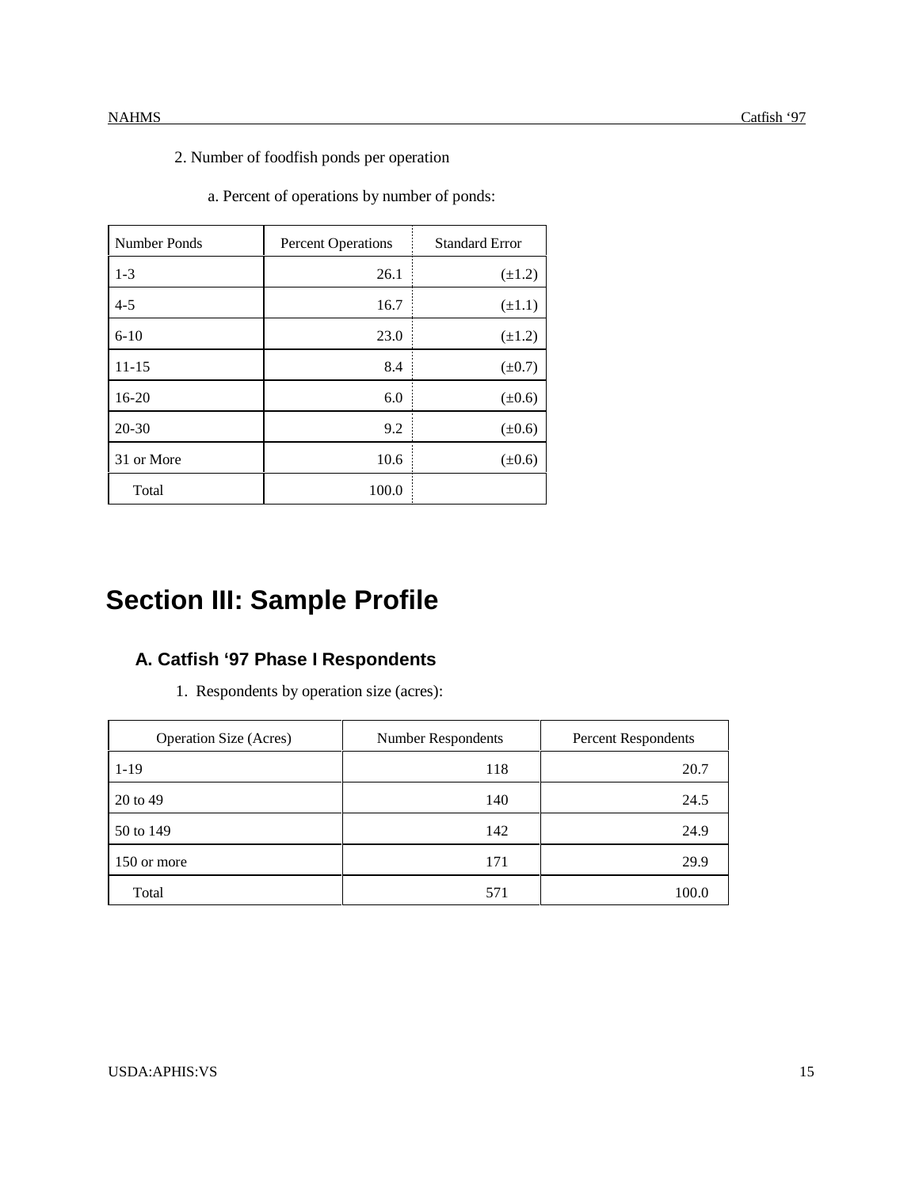2. Number of foodfish ponds per operation

a. Percent of operations by number of ponds:

| Number Ponds | Percent Operations | Standard Error |
|---|---|---|
| 1-3 | 26.1 | (±1.2) |
| 4-5 | 16.7 | (±1.1) |
| 6-10 | 23.0 | (±1.2) |
| 11-15 | 8.4 | (±0.7) |
| 16-20 | 6.0 | (±0.6) |
| 20-30 | 9.2 | (±0.6) |
| 31 or More | 10.6 | (±0.6) |
| Total | 100.0 | |

# Section III: Sample Profile

## A. Catfish ‘97 Phase I Respondents

1. Respondents by operation size (acres):

| Operation Size (Acres) | Number Respondents | Percent Respondents |
|---|---|---|
| 1-19 | 118 | 20.7 |
| 20 to 49 | 140 | 24.5 |
| 50 to 149 | 142 | 24.9 |
| 150 or more | 171 | 29.9 |
| Total | 571 | 100.0 |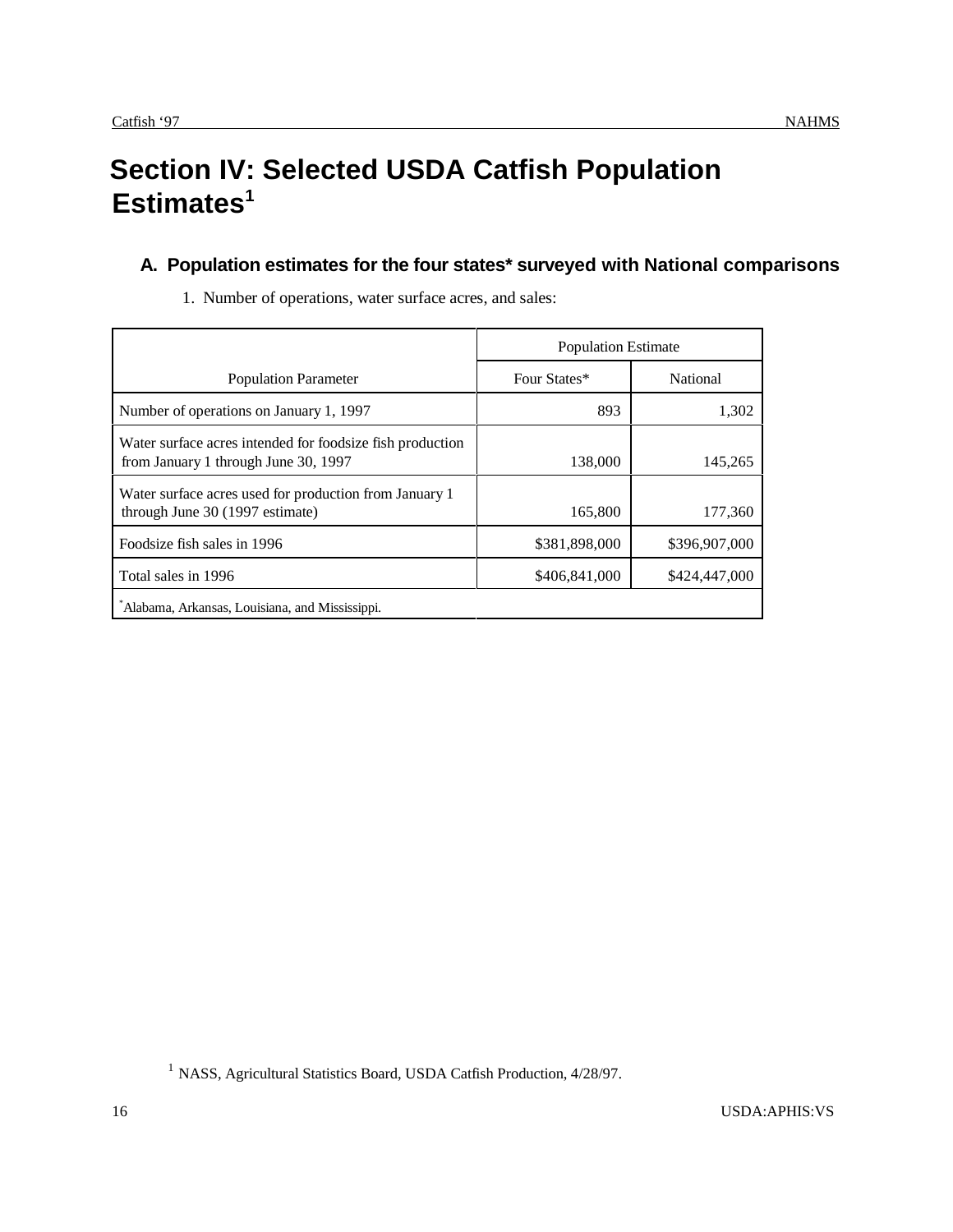# Section IV: Selected USDA Catfish Population Estimates[1]

## A. Population estimates for the four states* surveyed with National comparisons

1. Number of operations, water surface acres, and sales:

| | Population Estimate | |
|---|---|---|
| Population Parameter | Four States* | National |
| Number of operations on January 1, 1997 | 893 | 1,302 |
| Water surface acres intended for foodsize fish production from January 1 through June 30, 1997 | 138,000 | 145,265 |
| Water surface acres used for production from January 1 through June 30 (1997 estimate) | 165,800 | 177,360 |
| Foodsize fish sales in 1996 | $381,898,000 | $396,907,000 |
| Total sales in 1996 | $406,841,000 | $424,447,000 |

*Alabama, Arkansas, Louisiana, and Mississippi.

[1] NASS, Agricultural Statistics Board, USDA Catfish Production, 4/28/97.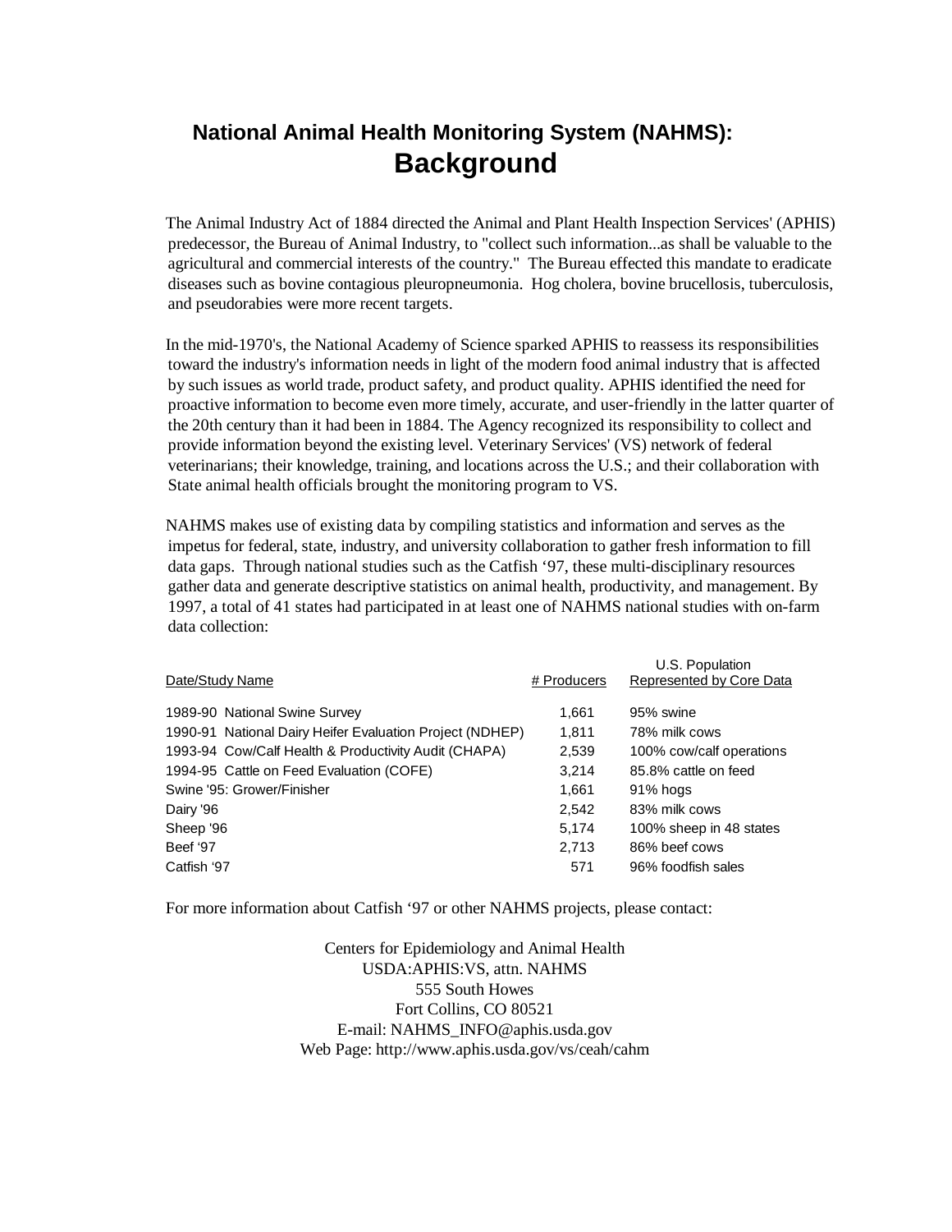# National Animal Health Monitoring System (NAHMS): Background

The Animal Industry Act of 1884 directed the Animal and Plant Health Inspection Services' (APHIS) predecessor, the Bureau of Animal Industry, to "collect such information...as shall be valuable to the agricultural and commercial interests of the country." The Bureau effected this mandate to eradicate diseases such as bovine contagious pleuropneumonia. Hog cholera, bovine brucellosis, tuberculosis, and pseudorabies were more recent targets.

In the mid-1970's, the National Academy of Science sparked APHIS to reassess its responsibilities toward the industry's information needs in light of the modern food animal industry that is affected by such issues as world trade, product safety, and product quality. APHIS identified the need for proactive information to become even more timely, accurate, and user-friendly in the latter quarter of the 20th century than it had been in 1884. The Agency recognized its responsibility to collect and provide information beyond the existing level. Veterinary Services' (VS) network of federal veterinarians; their knowledge, training, and locations across the U.S.; and their collaboration with State animal health officials brought the monitoring program to VS.

NAHMS makes use of existing data by compiling statistics and information and serves as the impetus for federal, state, industry, and university collaboration to gather fresh information to fill data gaps. Through national studies such as the Catfish '97, these multi-disciplinary resources gather data and generate descriptive statistics on animal health, productivity, and management. By 1997, a total of 41 states had participated in at least one of NAHMS national studies with on-farm data collection:

| Date/Study Name | # Producers | U.S. Population Represented by Core Data |
|---|---|---|
| 1989-90 National Swine Survey | 1,661 | 95% swine |
| 1990-91 National Dairy Heifer Evaluation Project (NDHEP) | 1,811 | 78% milk cows |
| 1993-94 Cow/Calf Health & Productivity Audit (CHAPA) | 2,539 | 100% cow/calf operations |
| 1994-95 Cattle on Feed Evaluation (COFE) | 3,214 | 85.8% cattle on feed |
| Swine '95: Grower/Finisher | 1,661 | 91% hogs |
| Dairy '96 | 2,542 | 83% milk cows |
| Sheep '96 | 5,174 | 100% sheep in 48 states |
| Beef '97 | 2,713 | 86% beef cows |
| Catfish '97 | 571 | 96% foodfish sales |

For more information about Catfish '97 or other NAHMS projects, please contact:

Centers for Epidemiology and Animal Health
USDA:APHIS:VS, attn. NAHMS
555 South Howes
Fort Collins, CO 80521
E-mail: NAHMS_INFO@aphis.usda.gov
Web Page: http://www.aphis.usda.gov/vs/ceah/cahm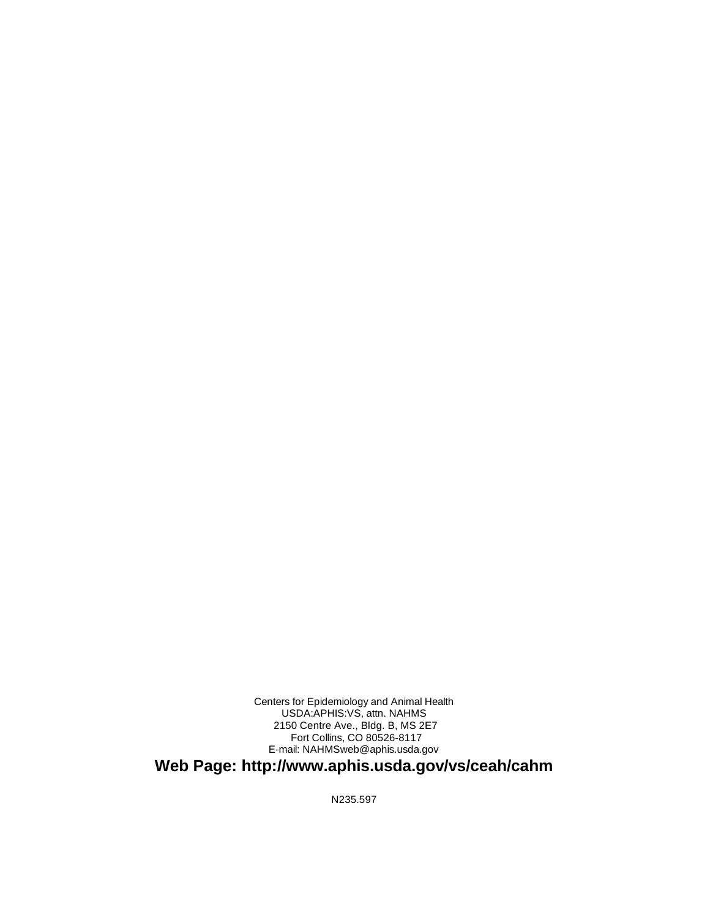Centers for Epidemiology and Animal Health
USDA:APHIS:VS, attn. NAHMS
2150 Centre Ave., Bldg. B, MS 2E7
Fort Collins, CO 80526-8117
E-mail: NAHMSweb@aphis.usda.gov

**Web Page: http://www.aphis.usda.gov/vs/ceah/cahm**

N235.597